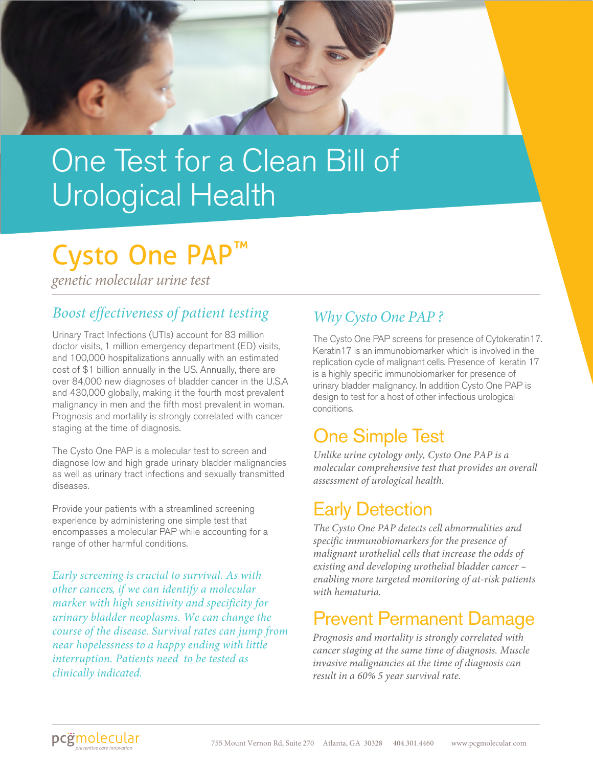# One Test for a Clean Bill of Urological Health

## Cysto One PAP™

*genetic molecular urine test*

### *Boost effectiveness of patient testing*

Urinary Tract Infections (UTIs) account for 83 million doctor visits, 1 million emergency department (ED) visits, and 100,000 hospitalizations annually with an estimated cost of $1 billion annually in the US. Annually, there are over 84,000 new diagnoses of bladder cancer in the U.S.A and 430,000 globally, making it the fourth most prevalent malignancy in men and the fifth most prevalent in woman. Prognosis and mortality is strongly correlated with cancer staging at the time of diagnosis.

The Cysto One PAP is a molecular test to screen and diagnose low and high grade urinary bladder malignancies as well as urinary tract infections and sexually transmitted diseases.

Provide your patients with a streamlined screening experience by administering one simple test that encompasses a molecular PAP while accounting for a range of other harmful conditions.

*Early screening is crucial to survival. As with other cancers, if we can identify a molecular marker with high sensitivity and specificity for urinary bladder neoplasms. We can change the course of the disease. Survival rates can jump from near hopelessness to a happy ending with little interruption. Patients need to be tested as clinically indicated.*

### *Why Cysto One PAP ?*

The Cysto One PAP screens for presence of Cytokeratin17. Keratin17 is an immunobiomarker which is involved in the replication cycle of malignant cells. Presence of keratin 17 is a highly specific immunobiomarker for presence of urinary bladder malignancy. In addition Cysto One PAP is design to test for a host of other infectious urological conditions.

### One Simple Test

*Unlike urine cytology only, Cysto One PAP is a molecular comprehensive test that provides an overall assessment of urological health.*

### Early Detection

*The Cysto One PAP detects cell abnormalities and specific immunobiomarkers for the presence of malignant urothelial cells that increase the odds of existing and developing urothelial bladder cancer – enabling more targeted monitoring of at-risk patients with hematuria.*

### Prevent Permanent Damage

*Prognosis and mortality is strongly correlated with cancer staging at the same time of diagnosis. Muscle invasive malignancies at the time of diagnosis can result in a 60% 5 year survival rate.*

pcgmolecular — *preventive care innovation*

755 Mount Vernon Rd, Suite 270 Atlanta, GA 30328 404.301.4460 www.pcgmolecular.com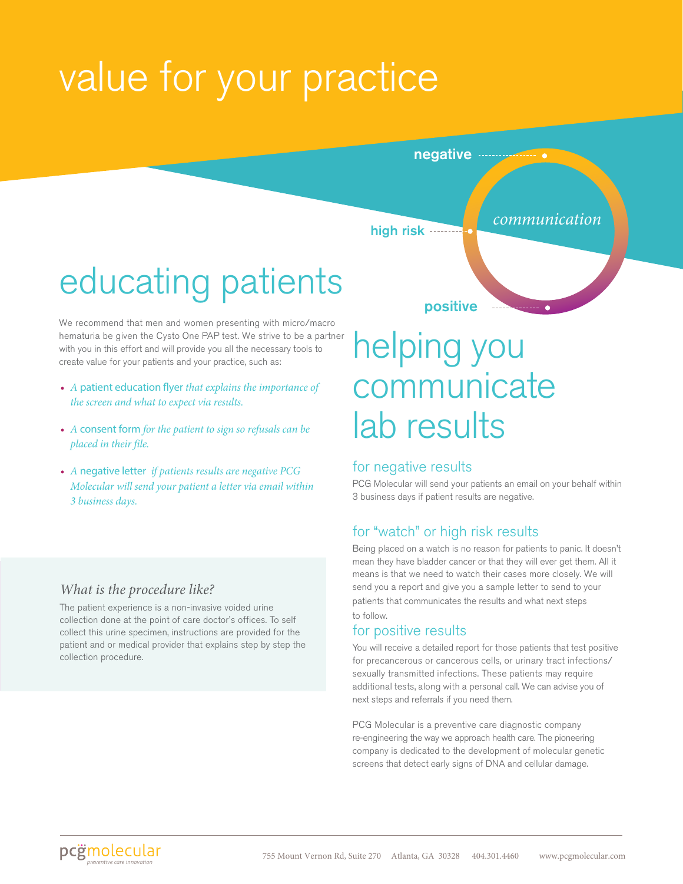# value for your practice

negative

high risk

communication

positive

## educating patients

We recommend that men and women presenting with micro/macro hematuria be given the Cysto One PAP test. We strive to be a partner with you in this effort and will provide you all the necessary tools to create value for your patients and your practice, such as:

- *A* patient education flyer *that explains the importance of the screen and what to expect via results.*
- *A* consent form *for the patient to sign so refusals can be placed in their file.*
- *A* negative letter *if patients results are negative PCG Molecular will send your patient a letter via email within 3 business days.*

### *What is the procedure like?*

The patient experience is a non-invasive voided urine collection done at the point of care doctor's offices. To self collect this urine specimen, instructions are provided for the patient and or medical provider that explains step by step the collection procedure.

## helping you communicate lab results

### for negative results

PCG Molecular will send your patients an email on your behalf within 3 business days if patient results are negative.

### for "watch" or high risk results

Being placed on a watch is no reason for patients to panic. It doesn't mean they have bladder cancer or that they will ever get them. All it means is that we need to watch their cases more closely. We will send you a report and give you a sample letter to send to your patients that communicates the results and what next steps to follow.

### for positive results

You will receive a detailed report for those patients that test positive for precancerous or cancerous cells, or urinary tract infections/ sexually transmitted infections. These patients may require additional tests, along with a personal call. We can advise you of next steps and referrals if you need them.

PCG Molecular is a preventive care diagnostic company re-engineering the way we approach health care. The pioneering company is dedicated to the development of molecular genetic screens that detect early signs of DNA and cellular damage.

pcgmolecular *preventive care innovation*

755 Mount Vernon Rd, Suite 270 Atlanta, GA 30328 404.301.4460 www.pcgmolecular.com